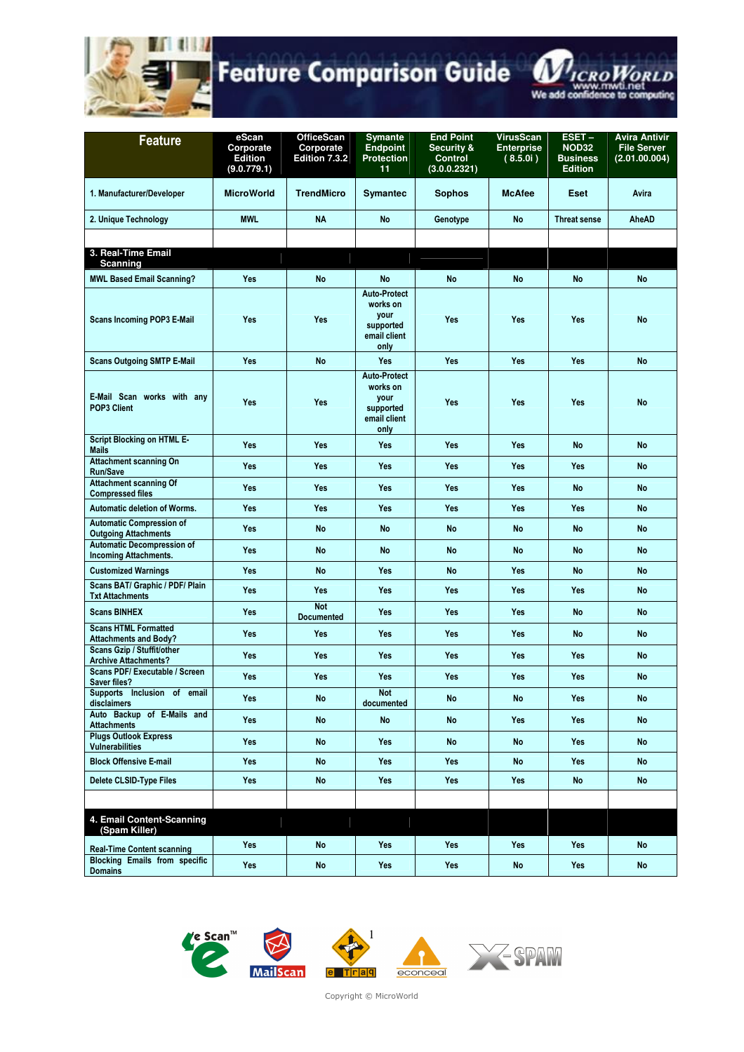# Feature Comparison Guide

MicroWorld
www.mwti.net
We add confidence to computing

| Feature | eScan Corporate Edition (9.0.779.1) | OfficeScan Corporate Edition 7.3.2 | Symante Endpoint Protection 11 | End Point Security & Control (3.0.0.2321) | VirusScan Enterprise ( 8.5.0i ) | ESET – NOD32 Business Edition | Avira Antivir File Server (2.01.00.004) |
|---|---|---|---|---|---|---|---|
| 1. Manufacturer/Developer | MicroWorld | TrendMicro | Symantec | Sophos | McAfee | Eset | Avira |
| 2. Unique Technology | MWL | NA | No | Genotype | No | Threat sense | AheAD |
| | | | | | | | |
| **3. Real-Time Email Scanning** | | | | | | | |
| MWL Based Email Scanning? | Yes | No | No | No | No | No | No |
| Scans Incoming POP3 E-Mail | Yes | Yes | Auto-Protect works on your supported email client only | Yes | Yes | Yes | No |
| Scans Outgoing SMTP E-Mail | Yes | No | Yes | Yes | Yes | Yes | No |
| E-Mail Scan works with any POP3 Client | Yes | Yes | Auto-Protect works on your supported email client only | Yes | Yes | Yes | No |
| Script Blocking on HTML E-Mails | Yes | Yes | Yes | Yes | Yes | No | No |
| Attachment scanning On Run/Save | Yes | Yes | Yes | Yes | Yes | Yes | No |
| Attachment scanning Of Compressed files | Yes | Yes | Yes | Yes | Yes | No | No |
| Automatic deletion of Worms. | Yes | Yes | Yes | Yes | Yes | Yes | No |
| Automatic Compression of Outgoing Attachments | Yes | No | No | No | No | No | No |
| Automatic Decompression of Incoming Attachments. | Yes | No | No | No | No | No | No |
| Customized Warnings | Yes | No | Yes | No | Yes | No | No |
| Scans BAT/ Graphic / PDF/ Plain Txt Attachments | Yes | Yes | Yes | Yes | Yes | Yes | No |
| Scans BINHEX | Yes | Not Documented | Yes | Yes | Yes | No | No |
| Scans HTML Formatted Attachments and Body? | Yes | Yes | Yes | Yes | Yes | No | No |
| Scans Gzip / Stuffit/other Archive Attachments? | Yes | Yes | Yes | Yes | Yes | Yes | No |
| Scans PDF/ Executable / Screen Saver files? | Yes | Yes | Yes | Yes | Yes | Yes | No |
| Supports Inclusion of email disclaimers | Yes | No | Not documented | No | No | Yes | No |
| Auto Backup of E-Mails and Attachments | Yes | No | No | No | Yes | Yes | No |
| Plugs Outlook Express Vulnerabilities | Yes | No | Yes | No | No | Yes | No |
| Block Offensive E-mail | Yes | No | Yes | Yes | No | Yes | No |
| Delete CLSID-Type Files | Yes | No | Yes | Yes | Yes | No | No |
| | | | | | | | |
| **4. Email Content-Scanning (Spam Killer)** | | | | | | | |
| Real-Time Content scanning | Yes | No | Yes | Yes | Yes | Yes | No |
| Blocking Emails from specific Domains | Yes | No | Yes | Yes | No | Yes | No |

eScan™ MailScan eTraq econceal X-SPAM

Copyright © MicroWorld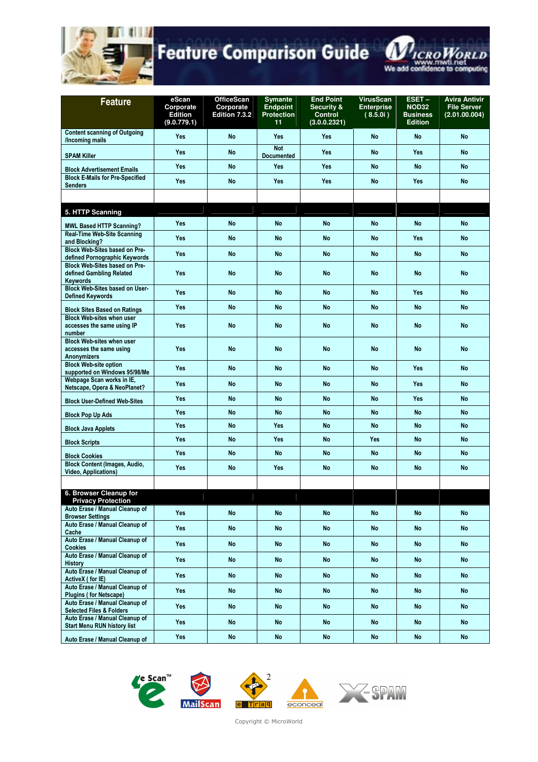# Feature Comparison Guide

| Feature | eScan Corporate Edition (9.0.779.1) | OfficeScan Corporate Edition 7.3.2 | Symantec Endpoint Protection 11 | End Point Security & Control (3.0.0.2321) | VirusScan Enterprise ( 8.5.0i ) | ESET – NOD32 Business Edition | Avira Antivir File Server (2.01.00.004) |
|---|---|---|---|---|---|---|---|
| Content scanning of Outgoing /Incoming mails | Yes | No | Yes | Yes | No | No | No |
| SPAM Killer | Yes | No | Not Documented | Yes | No | Yes | No |
| Block Advertisement Emails | Yes | No | Yes | Yes | No | No | No |
| Block E-Mails for Pre-Specified Senders | Yes | No | Yes | Yes | No | Yes | No |
| | | | | | | | |
| **5. HTTP Scanning** | | | | | | | |
| MWL Based HTTP Scanning? | Yes | No | No | No | No | No | No |
| Real-Time Web-Site Scanning and Blocking? | Yes | No | No | No | No | Yes | No |
| Block Web-Sites based on Pre-defined Pornographic Keywords | Yes | No | No | No | No | No | No |
| Block Web-Sites based on Pre-defined Gambling Related Keywords | Yes | No | No | No | No | No | No |
| Block Web-Sites based on User-Defined Keywords | Yes | No | No | No | No | Yes | No |
| Block Sites Based on Ratings | Yes | No | No | No | No | No | No |
| Block Web-sites when user accesses the same using IP number | Yes | No | No | No | No | No | No |
| Block Web-sites when user accesses the same using Anonymizers | Yes | No | No | No | No | No | No |
| Block Web-site option supported on Windows 95/98/Me | Yes | No | No | No | No | Yes | No |
| Webpage Scan works in IE, Netscape, Opera & NeoPlanet? | Yes | No | No | No | No | Yes | No |
| Block User-Defined Web-Sites | Yes | No | No | No | No | Yes | No |
| Block Pop Up Ads | Yes | No | No | No | No | No | No |
| Block Java Applets | Yes | No | Yes | No | No | No | No |
| Block Scripts | Yes | No | Yes | No | Yes | No | No |
| Block Cookies | Yes | No | No | No | No | No | No |
| Block Content (Images, Audio, Video, Applications) | Yes | No | Yes | No | No | No | No |
| | | | | | | | |
| **6. Browser Cleanup for Privacy Protection** | | | | | | | |
| Auto Erase / Manual Cleanup of Browser Settings | Yes | No | No | No | No | No | No |
| Auto Erase / Manual Cleanup of Cache | Yes | No | No | No | No | No | No |
| Auto Erase / Manual Cleanup of Cookies | Yes | No | No | No | No | No | No |
| Auto Erase / Manual Cleanup of History | Yes | No | No | No | No | No | No |
| Auto Erase / Manual Cleanup of ActiveX ( for IE) | Yes | No | No | No | No | No | No |
| Auto Erase / Manual Cleanup of Plugins ( for Netscape) | Yes | No | No | No | No | No | No |
| Auto Erase / Manual Cleanup of Selected Files & Folders | Yes | No | No | No | No | No | No |
| Auto Erase / Manual Cleanup of Start Menu RUN history list | Yes | No | No | No | No | No | No |
| Auto Erase / Manual Cleanup of | Yes | No | No | No | No | No | No |

Copyright © MicroWorld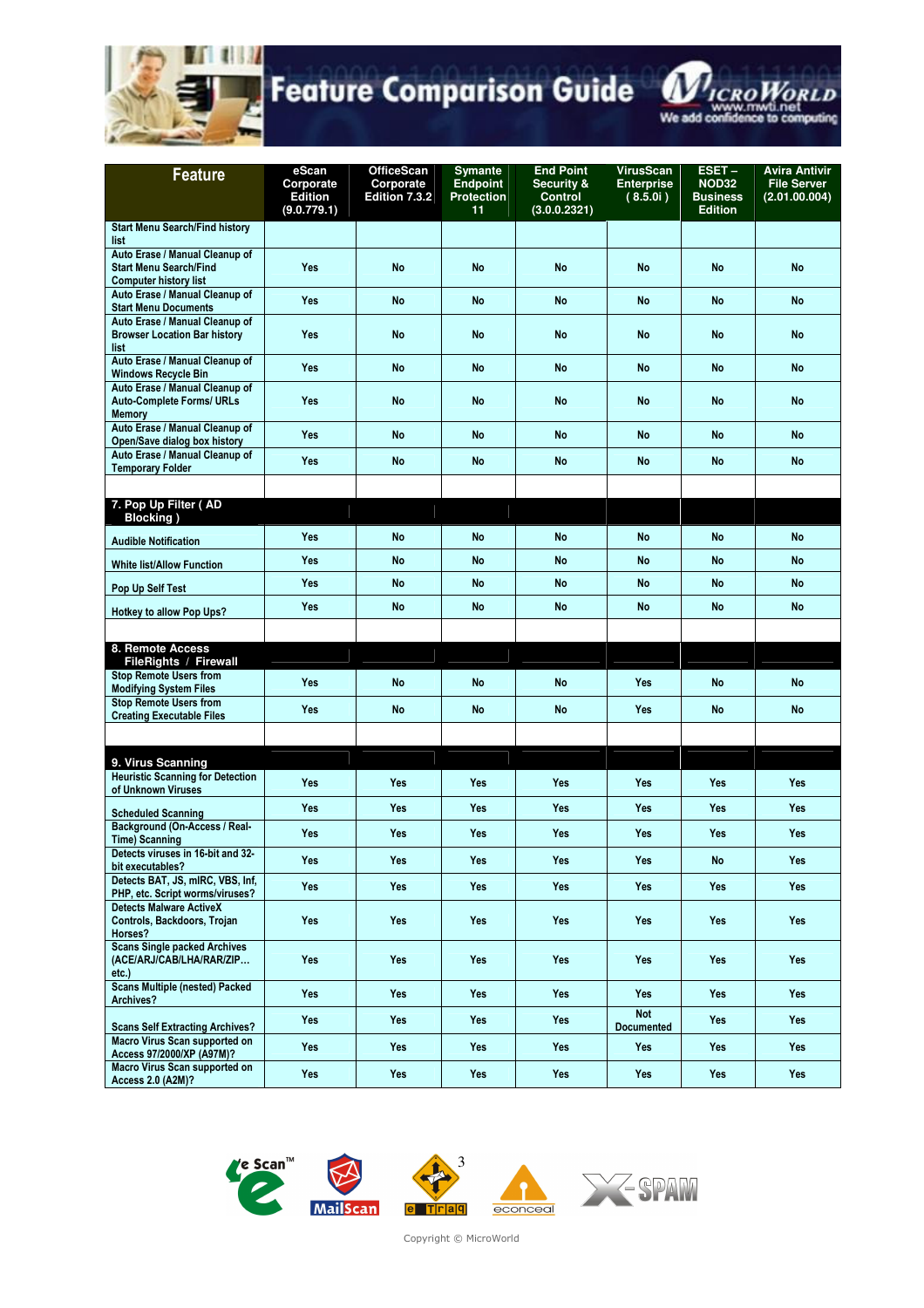# Feature Comparison Guide

| Feature | eScan Corporate Edition (9.0.779.1) | OfficeScan Corporate Edition 7.3.2 | Symantec Endpoint Protection 11 | End Point Security & Control (3.0.0.2321) | VirusScan Enterprise ( 8.5.0i ) | ESET – NOD32 Business Edition | Avira Antivir File Server (2.01.00.004) |
|---|---|---|---|---|---|---|---|
| Start Menu Search/Find history list | | | | | | | |
| Auto Erase / Manual Cleanup of Start Menu Search/Find Computer history list | Yes | No | No | No | No | No | No |
| Auto Erase / Manual Cleanup of Start Menu Documents | Yes | No | No | No | No | No | No |
| Auto Erase / Manual Cleanup of Browser Location Bar history list | Yes | No | No | No | No | No | No |
| Auto Erase / Manual Cleanup of Windows Recycle Bin | Yes | No | No | No | No | No | No |
| Auto Erase / Manual Cleanup of Auto-Complete Forms/ URLs Memory | Yes | No | No | No | No | No | No |
| Auto Erase / Manual Cleanup of Open/Save dialog box history | Yes | No | No | No | No | No | No |
| Auto Erase / Manual Cleanup of Temporary Folder | Yes | No | No | No | No | No | No |
| | | | | | | | |
| **7. Pop Up Filter ( AD Blocking )** | | | | | | | |
| Audible Notification | Yes | No | No | No | No | No | No |
| White list/Allow Function | Yes | No | No | No | No | No | No |
| Pop Up Self Test | Yes | No | No | No | No | No | No |
| Hotkey to allow Pop Ups? | Yes | No | No | No | No | No | No |
| | | | | | | | |
| **8. Remote Access FileRights / Firewall** | | | | | | | |
| Stop Remote Users from Modifying System Files | Yes | No | No | No | Yes | No | No |
| Stop Remote Users from Creating Executable Files | Yes | No | No | No | Yes | No | No |
| | | | | | | | |
| **9. Virus Scanning** | | | | | | | |
| Heuristic Scanning for Detection of Unknown Viruses | Yes | Yes | Yes | Yes | Yes | Yes | Yes |
| Scheduled Scanning | Yes | Yes | Yes | Yes | Yes | Yes | Yes |
| Background (On-Access / Real-Time) Scanning | Yes | Yes | Yes | Yes | Yes | Yes | Yes |
| Detects viruses in 16-bit and 32-bit executables? | Yes | Yes | Yes | Yes | Yes | No | Yes |
| Detects BAT, JS, mIRC, VBS, Inf, PHP, etc. Script worms/viruses? | Yes | Yes | Yes | Yes | Yes | Yes | Yes |
| Detects Malware ActiveX Controls, Backdoors, Trojan Horses? | Yes | Yes | Yes | Yes | Yes | Yes | Yes |
| Scans Single packed Archives (ACE/ARJ/CAB/LHA/RAR/ZIP… etc.) | Yes | Yes | Yes | Yes | Yes | Yes | Yes |
| Scans Multiple (nested) Packed Archives? | Yes | Yes | Yes | Yes | Yes | Yes | Yes |
| Scans Self Extracting Archives? | Yes | Yes | Yes | Yes | Not Documented | Yes | Yes |
| Macro Virus Scan supported on Access 97/2000/XP (A97M)? | Yes | Yes | Yes | Yes | Yes | Yes | Yes |
| Macro Virus Scan supported on Access 2.0 (A2M)? | Yes | Yes | Yes | Yes | Yes | Yes | Yes |

Copyright © MicroWorld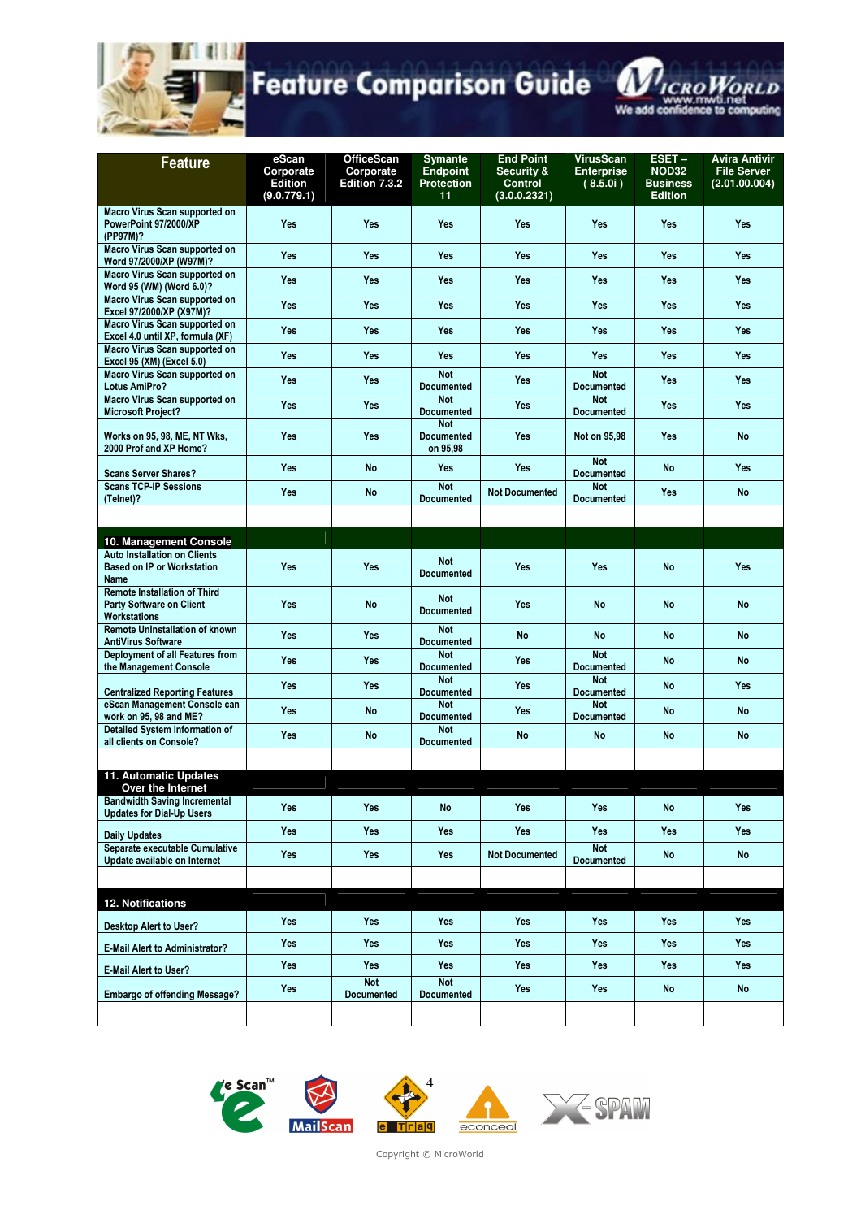# Feature Comparison Guide

| Feature | eScan Corporate Edition (9.0.779.1) | OfficeScan Corporate Edition 7.3.2 | Symantec Endpoint Protection 11 | End Point Security & Control (3.0.0.2321) | VirusScan Enterprise (8.5.0i) | ESET – NOD32 Business Edition | Avira Antivir File Server (2.01.00.004) |
|---|---|---|---|---|---|---|---|
| Macro Virus Scan supported on PowerPoint 97/2000/XP (PP97M)? | Yes | Yes | Yes | Yes | Yes | Yes | Yes |
| Macro Virus Scan supported on Word 97/2000/XP (W97M)? | Yes | Yes | Yes | Yes | Yes | Yes | Yes |
| Macro Virus Scan supported on Word 95 (WM) (Word 6.0)? | Yes | Yes | Yes | Yes | Yes | Yes | Yes |
| Macro Virus Scan supported on Excel 97/2000/XP (X97M)? | Yes | Yes | Yes | Yes | Yes | Yes | Yes |
| Macro Virus Scan supported on Excel 4.0 until XP, formula (XF) | Yes | Yes | Yes | Yes | Yes | Yes | Yes |
| Macro Virus Scan supported on Excel 95 (XM) (Excel 5.0) | Yes | Yes | Yes | Yes | Yes | Yes | Yes |
| Macro Virus Scan supported on Lotus AmiPro? | Yes | Yes | Not Documented | Yes | Not Documented | Yes | Yes |
| Macro Virus Scan supported on Microsoft Project? | Yes | Yes | Not Documented | Yes | Not Documented | Yes | Yes |
| Works on 95, 98, ME, NT Wks, 2000 Prof and XP Home? | Yes | Yes | Not Documented on 95,98 | Yes | Not on 95,98 | Yes | No |
| Scans Server Shares? | Yes | No | Yes | Yes | Not Documented | No | Yes |
| Scans TCP-IP Sessions (Telnet)? | Yes | No | Not Documented | Not Documented | Not Documented | Yes | No |
| | | | | | | | |
| **10. Management Console** | | | | | | | |
| Auto Installation on Clients Based on IP or Workstation Name | Yes | Yes | Not Documented | Yes | Yes | No | Yes |
| Remote Installation of Third Party Software on Client Workstations | Yes | No | Not Documented | Yes | No | No | No |
| Remote UnInstallation of known AntiVirus Software | Yes | Yes | Not Documented | No | No | No | No |
| Deployment of all Features from the Management Console | Yes | Yes | Not Documented | Yes | Not Documented | No | No |
| Centralized Reporting Features | Yes | Yes | Not Documented | Yes | Not Documented | No | Yes |
| eScan Management Console can work on 95, 98 and ME? | Yes | No | Not Documented | Yes | Not Documented | No | No |
| Detailed System Information of all clients on Console? | Yes | No | Not Documented | No | No | No | No |
| | | | | | | | |
| **11. Automatic Updates Over the Internet** | | | | | | | |
| Bandwidth Saving Incremental Updates for Dial-Up Users | Yes | Yes | No | Yes | Yes | No | Yes |
| Daily Updates | Yes | Yes | Yes | Yes | Yes | Yes | Yes |
| Separate executable Cumulative Update available on Internet | Yes | Yes | Yes | Not Documented | Not Documented | No | No |
| | | | | | | | |
| **12. Notifications** | | | | | | | |
| Desktop Alert to User? | Yes | Yes | Yes | Yes | Yes | Yes | Yes |
| E-Mail Alert to Administrator? | Yes | Yes | Yes | Yes | Yes | Yes | Yes |
| E-Mail Alert to User? | Yes | Yes | Yes | Yes | Yes | Yes | Yes |
| Embargo of offending Message? | Yes | Not Documented | Not Documented | Yes | Yes | No | No |

Copyright © MicroWorld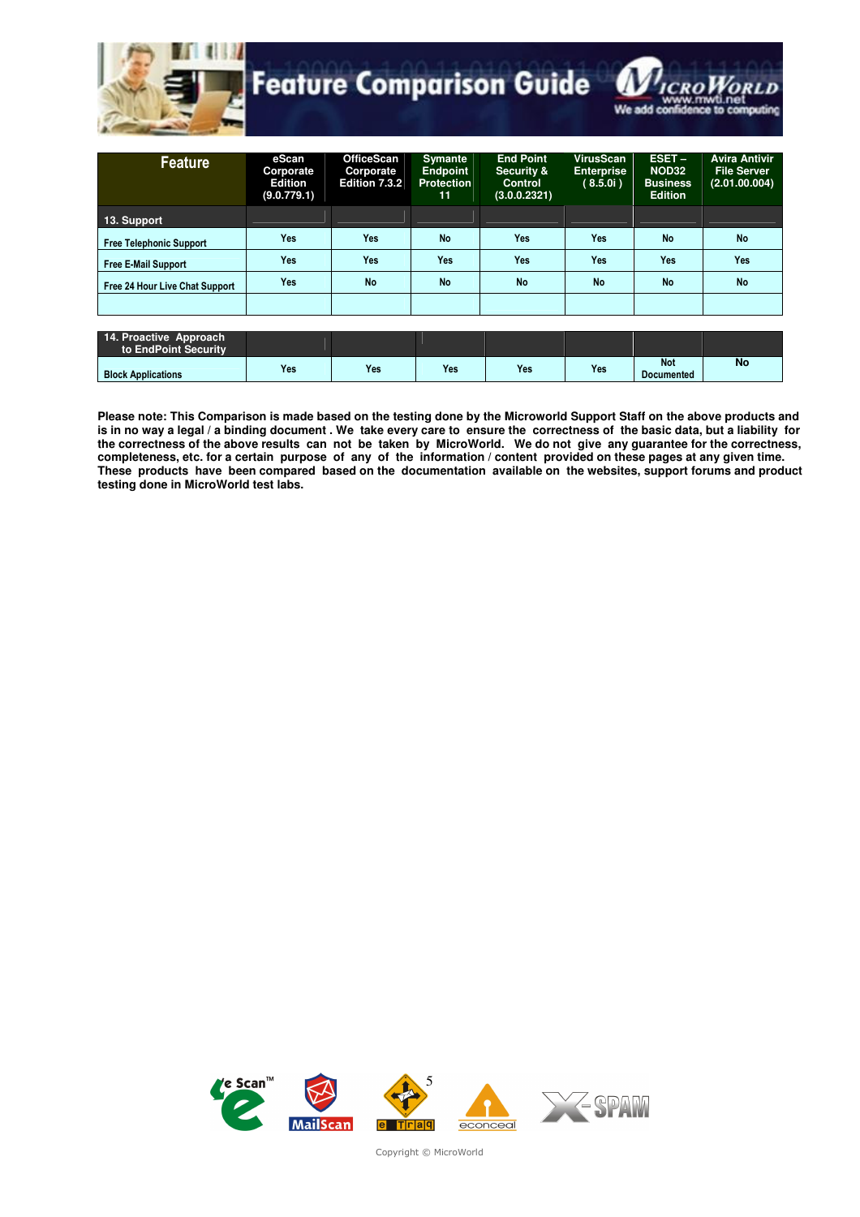| Feature | eScan Corporate Edition (9.0.779.1) | OfficeScan Corporate Edition 7.3.2 | Symante Endpoint Protection 11 | End Point Security & Control (3.0.0.2321) | VirusScan Enterprise ( 8.5.0i ) | ESET – NOD32 Business Edition | Avira Antivir File Server (2.01.00.004) |
|---|---|---|---|---|---|---|---|
| **13. Support** | | | | | | | |
| Free Telephonic Support | Yes | Yes | No | Yes | Yes | No | No |
| Free E-Mail Support | Yes | Yes | Yes | Yes | Yes | Yes | Yes |
| Free 24 Hour Live Chat Support | Yes | No | No | No | No | No | No |
| | | | | | | | |
| **14. Proactive Approach to EndPoint Security** | | | | | | | |
| Block Applications | Yes | Yes | Yes | Yes | Yes | Not Documented | No |

**Please note: This Comparison is made based on the testing done by the Microworld Support Staff on the above products and is in no way a legal / a binding document . We take every care to ensure the correctness of the basic data, but a liability for the correctness of the above results can not be taken by MicroWorld. We do not give any guarantee for the correctness, completeness, etc. for a certain purpose of any of the information / content provided on these pages at any given time. These products have been compared based on the documentation available on the websites, support forums and product testing done in MicroWorld test labs.**

Copyright © MicroWorld